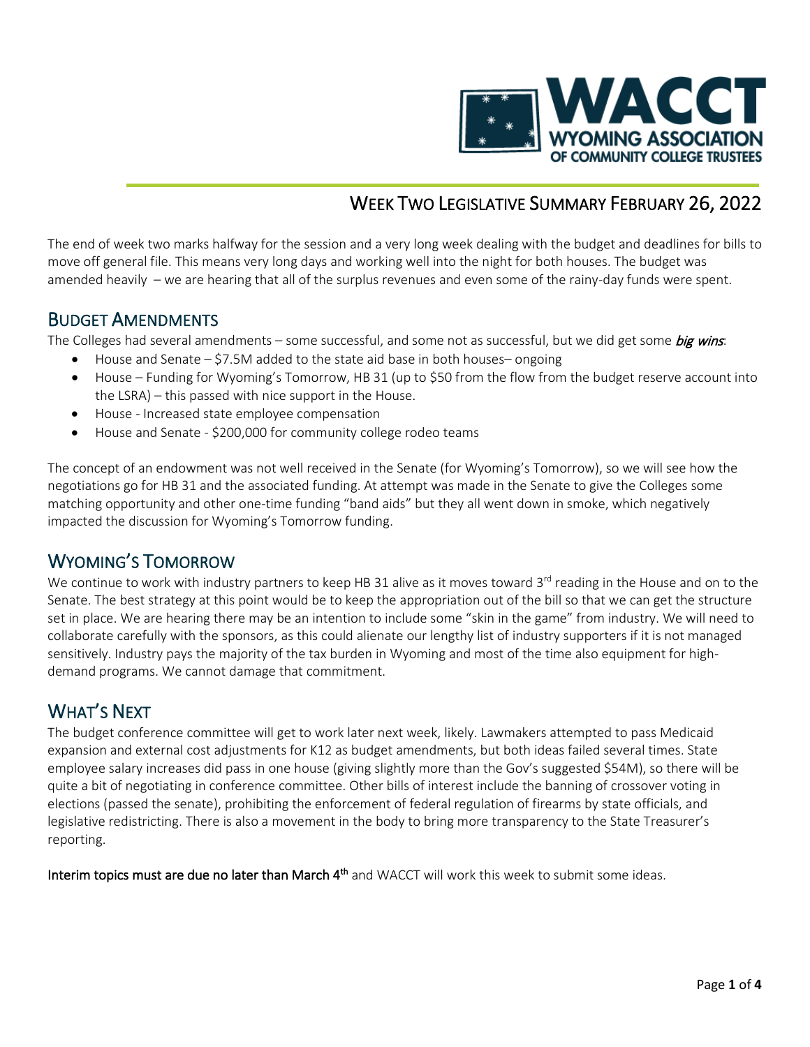# WEEK TWO LEGISLATIVE SUMMARY FEBRUARY 26, 2022

The end of week two marks halfway for the session and a very long week dealing with the budget and deadlines for bills to move off general file. This means very long days and working well into the night for both houses. The budget was amended heavily – we are hearing that all of the surplus revenues and even some of the rainy-day funds were spent.

## BUDGET AMENDMENTS

The Colleges had several amendments – some successful, and some not as successful, but we did get some ***big wins***:

- House and Senate – $7.5M added to the state aid base in both houses– ongoing
- House – Funding for Wyoming's Tomorrow, HB 31 (up to $50 from the flow from the budget reserve account into the LSRA) – this passed with nice support in the House.
- House - Increased state employee compensation
- House and Senate - $200,000 for community college rodeo teams

The concept of an endowment was not well received in the Senate (for Wyoming's Tomorrow), so we will see how the negotiations go for HB 31 and the associated funding. At attempt was made in the Senate to give the Colleges some matching opportunity and other one-time funding "band aids" but they all went down in smoke, which negatively impacted the discussion for Wyoming's Tomorrow funding.

## WYOMING'S TOMORROW

We continue to work with industry partners to keep HB 31 alive as it moves toward 3rd reading in the House and on to the Senate. The best strategy at this point would be to keep the appropriation out of the bill so that we can get the structure set in place. We are hearing there may be an intention to include some "skin in the game" from industry. We will need to collaborate carefully with the sponsors, as this could alienate our lengthy list of industry supporters if it is not managed sensitively. Industry pays the majority of the tax burden in Wyoming and most of the time also equipment for high-demand programs. We cannot damage that commitment.

## WHAT'S NEXT

The budget conference committee will get to work later next week, likely. Lawmakers attempted to pass Medicaid expansion and external cost adjustments for K12 as budget amendments, but both ideas failed several times. State employee salary increases did pass in one house (giving slightly more than the Gov's suggested $54M), so there will be quite a bit of negotiating in conference committee. Other bills of interest include the banning of crossover voting in elections (passed the senate), prohibiting the enforcement of federal regulation of firearms by state officials, and legislative redistricting. There is also a movement in the body to bring more transparency to the State Treasurer's reporting.

**Interim topics must are due no later than March 4th** and WACCT will work this week to submit some ideas.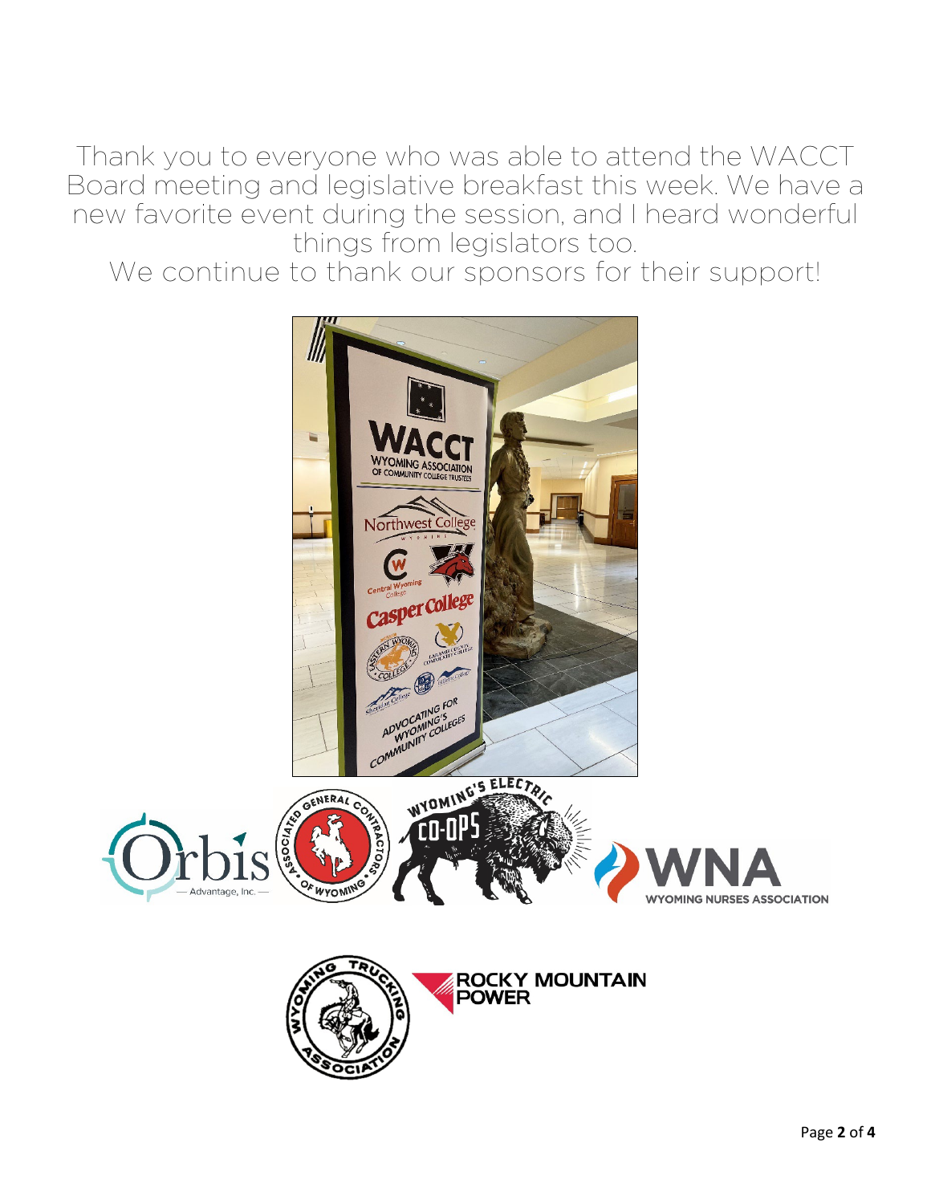Thank you to everyone who was able to attend the WACCT Board meeting and legislative breakfast this week. We have a new favorite event during the session, and I heard wonderful things from legislators too.

We continue to thank our sponsors for their support!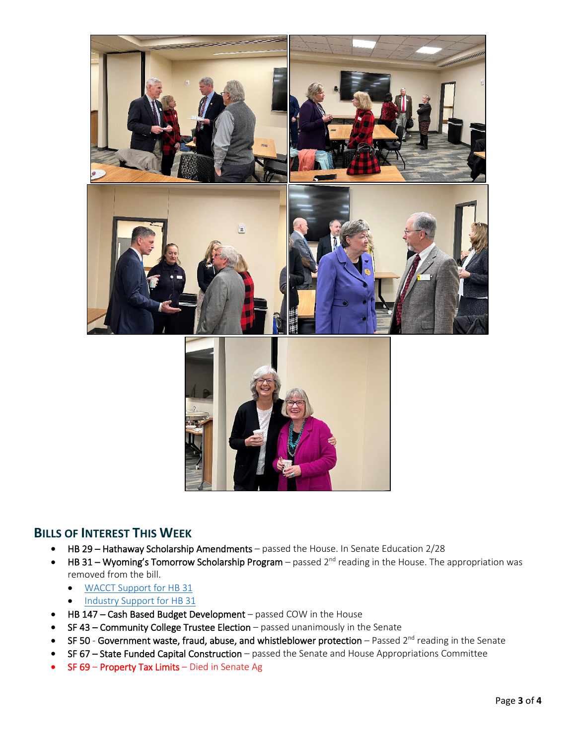## BILLS OF INTEREST THIS WEEK

- **HB 29 – Hathaway Scholarship Amendments** – passed the House. In Senate Education 2/28
- **HB 31 – Wyoming's Tomorrow Scholarship Program** – passed 2nd reading in the House. The appropriation was removed from the bill.
  - WACCT Support for HB 31
  - Industry Support for HB 31
- **HB 147 – Cash Based Budget Development** – passed COW in the House
- **SF 43 – Community College Trustee Election** – passed unanimously in the Senate
- **SF 50 - Government waste, fraud, abuse, and whistleblower protection** – Passed 2nd reading in the Senate
- **SF 67 – State Funded Capital Construction** – passed the Senate and House Appropriations Committee
- **SF 69 – Property Tax Limits** – Died in Senate Ag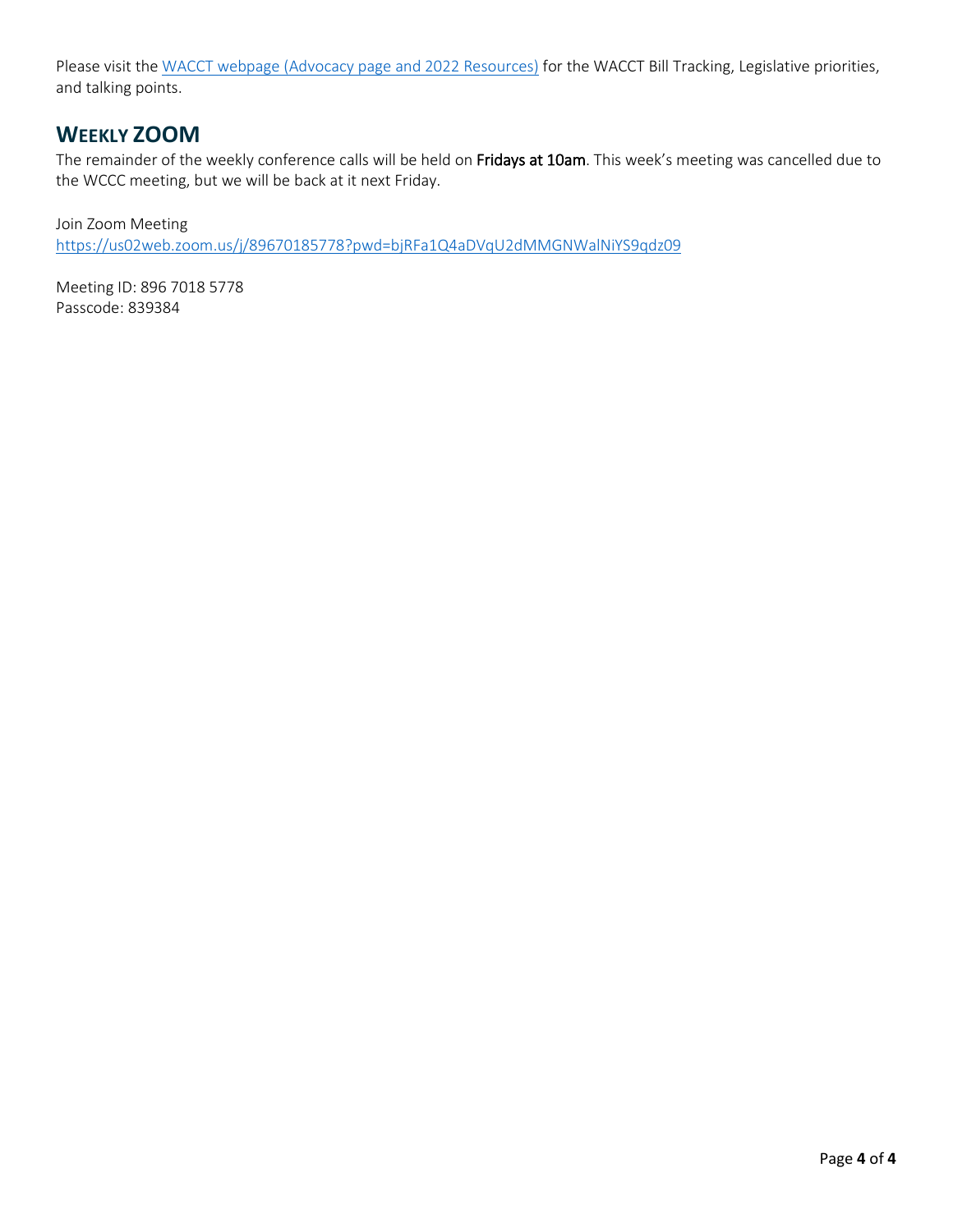Please visit the [WACCT webpage (Advocacy page and 2022 Resources)]() for the WACCT Bill Tracking, Legislative priorities, and talking points.

## WEEKLY ZOOM

The remainder of the weekly conference calls will be held on **Fridays at 10am**. This week's meeting was cancelled due to the WCCC meeting, but we will be back at it next Friday.

Join Zoom Meeting
https://us02web.zoom.us/j/89670185778?pwd=bjRFa1Q4aDVqU2dMMGNWalNiYS9qdz09

Meeting ID: 896 7018 5778
Passcode: 839384